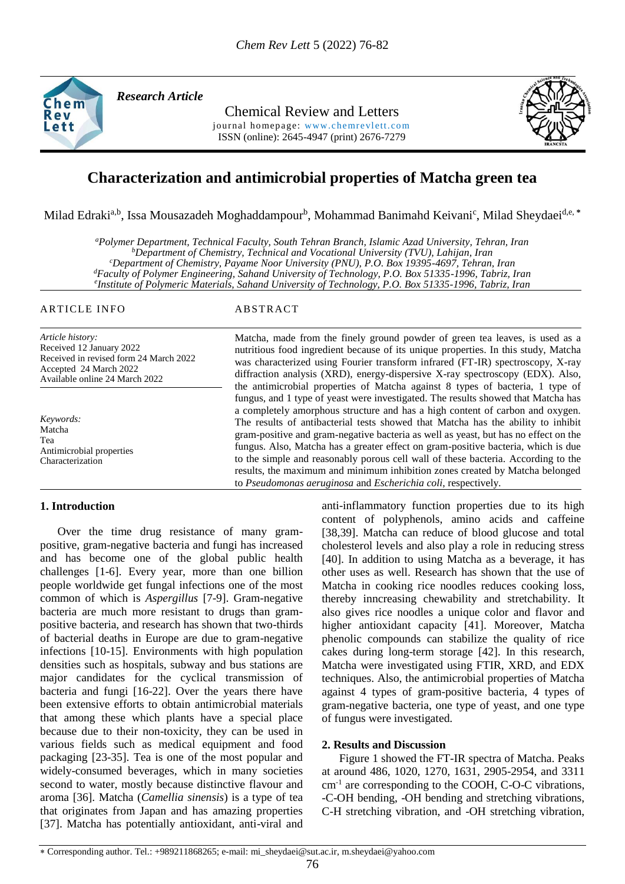*Research Article*

Chemical Review and Letters

journal homepage: www.chemrevlett.com

ISSN (online): 2645-4947 (print) 2676-7279

# Characterization and antimicrobial properties of Matcha green tea

Milad Edraki[a,b], Issa Mousazadeh Moghaddampour[b], Mohammad Banimahd Keivani[c], Milad Sheydaei[d,e,*]

[a]*Polymer Department, Technical Faculty, South Tehran Branch, Islamic Azad University, Tehran, Iran*
[b]*Department of Chemistry, Technical and Vocational University (TVU), Lahijan, Iran*
[c]*Department of Chemistry, Payame Noor University (PNU), P.O. Box 19395-4697, Tehran, Iran*
[d]*Faculty of Polymer Engineering, Sahand University of Technology, P.O. Box 51335-1996, Tabriz, Iran*
[e]*Institute of Polymeric Materials, Sahand University of Technology, P.O. Box 51335-1996, Tabriz, Iran*

## ARTICLE INFO

*Article history:*
Received 12 January 2022
Received in revised form 24 March 2022
Accepted 24 March 2022
Available online 24 March 2022

*Keywords:*
Matcha
Tea
Antimicrobial properties
Characterization

## ABSTRACT

Matcha, made from the finely ground powder of green tea leaves, is used as a nutritious food ingredient because of its unique properties. In this study, Matcha was characterized using Fourier transform infrared (FT-IR) spectroscopy, X-ray diffraction analysis (XRD), energy-dispersive X-ray spectroscopy (EDX). Also, the antimicrobial properties of Matcha against 8 types of bacteria, 1 type of fungus, and 1 type of yeast were investigated. The results showed that Matcha has a completely amorphous structure and has a high content of carbon and oxygen. The results of antibacterial tests showed that Matcha has the ability to inhibit gram-positive and gram-negative bacteria as well as yeast, but has no effect on the fungus. Also, Matcha has a greater effect on gram-positive bacteria, which is due to the simple and reasonably porous cell wall of these bacteria. According to the results, the maximum and minimum inhibition zones created by Matcha belonged to *Pseudomonas aeruginosa* and *Escherichia coli*, respectively.

## 1. Introduction

Over the time drug resistance of many gram-positive, gram-negative bacteria and fungi has increased and has become one of the global public health challenges [1-6]. Every year, more than one billion people worldwide get fungal infections one of the most common of which is *Aspergillus* [7-9]. Gram-negative bacteria are much more resistant to drugs than gram-positive bacteria, and research has shown that two-thirds of bacterial deaths in Europe are due to gram-negative infections [10-15]. Environments with high population densities such as hospitals, subway and bus stations are major candidates for the cyclical transmission of bacteria and fungi [16-22]. Over the years there have been extensive efforts to obtain antimicrobial materials that among these which plants have a special place because due to their non-toxicity, they can be used in various fields such as medical equipment and food packaging [23-35]. Tea is one of the most popular and widely-consumed beverages, which in many societies second to water, mostly because distinctive flavour and aroma [36]. Matcha (*Camellia sinensis*) is a type of tea that originates from Japan and has amazing properties [37]. Matcha has potentially antioxidant, anti-viral and anti-inflammatory function properties due to its high content of polyphenols, amino acids and caffeine [38,39]. Matcha can reduce of blood glucose and total cholesterol levels and also play a role in reducing stress [40]. In addition to using Matcha as a beverage, it has other uses as well. Research has shown that the use of Matcha in cooking rice noodles reduces cooking loss, thereby inncreasing chewability and stretchability. It also gives rice noodles a unique color and flavor and higher antioxidant capacity [41]. Moreover, Matcha phenolic compounds can stabilize the quality of rice cakes during long-term storage [42]. In this research, Matcha were investigated using FTIR, XRD, and EDX techniques. Also, the antimicrobial properties of Matcha against 4 types of gram-positive bacteria, 4 types of gram-negative bacteria, one type of yeast, and one type of fungus were investigated.

## 2. Results and Discussion

Figure 1 showed the FT-IR spectra of Matcha. Peaks at around 486, 1020, 1270, 1631, 2905-2954, and 3311 $cm^{-1}$ are corresponding to the COOH, C-O-C vibrations, -C-OH bending, -OH bending and stretching vibrations, C-H stretching vibration, and -OH stretching vibration,

* Corresponding author. Tel.: +989211868265; e-mail: mi_sheydaei@sut.ac.ir, m.sheydaei@yahoo.com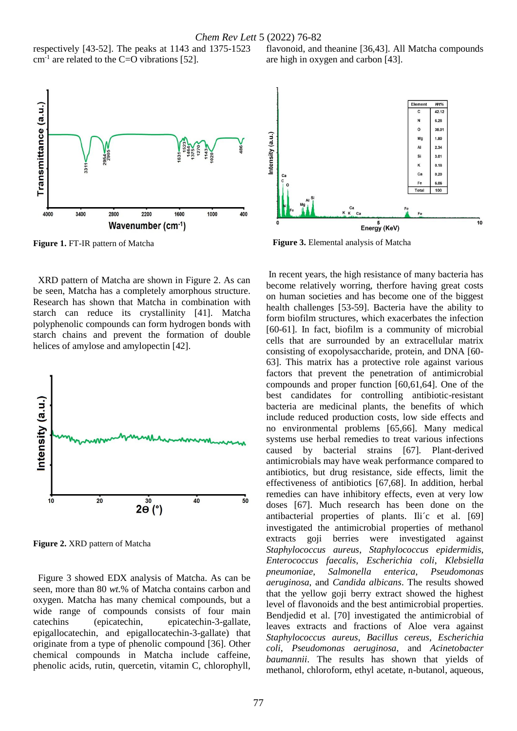respectively [43-52]. The peaks at 1143 and 1375-1523 $cm^{-1}$ are related to the C=O vibrations [52].

**Figure 1.** FT-IR pattern of Matcha

XRD pattern of Matcha are shown in Figure 2. As can be seen, Matcha has a completely amorphous structure. Research has shown that Matcha in combination with starch can reduce its crystallinity [41]. Matcha polyphenolic compounds can form hydrogen bonds with starch chains and prevent the formation of double helices of amylose and amylopectin [42].

**Figure 2.** XRD pattern of Matcha

Figure 3 showed EDX analysis of Matcha. As can be seen, more than 80 *wt.*% of Matcha contains carbon and oxygen. Matcha has many chemical compounds, but a wide range of compounds consists of four main catechins (epicatechin, epicatechin-3-gallate, epigallocatechin, and epigallocatechin-3-gallate) that originate from a type of phenolic compound [36]. Other chemical compounds in Matcha include caffeine, phenolic acids, rutin, quercetin, vitamin C, chlorophyll, flavonoid, and theanine [36,43]. All Matcha compounds are high in oxygen and carbon [43].

| Element | Wt% |
|---|---|
| C | 42.12 |
| N | 6.28 |
| O | 38.01 |
| Mg | 1.80 |
| Al | 2.34 |
| Si | 3.01 |
| K | 0.18 |
| Ca | 0.20 |
| Fe | 6.06 |
| Total | 100 |

**Figure 3.** Elemental analysis of Matcha

In recent years, the high resistance of many bacteria has become relatively worring, therfore having great costs on human societies and has become one of the biggest health challenges [53-59]. Bacteria have the ability to form biofilm structures, which exacerbates the infection [60-61]. In fact, biofilm is a community of microbial cells that are surrounded by an extracellular matrix consisting of exopolysaccharide, protein, and DNA [60-63]. This matrix has a protective role against various factors that prevent the penetration of antimicrobial compounds and proper function [60,61,64]. One of the best candidates for controlling antibiotic-resistant bacteria are medicinal plants, the benefits of which include reduced production costs, low side effects and no environmental problems [65,66]. Many medical systems use herbal remedies to treat various infections caused by bacterial strains [67]. Plant-derived antimicrobials may have weak performance compared to antibiotics, but drug resistance, side effects, limit the effectiveness of antibiotics [67,68]. In addition, herbal remedies can have inhibitory effects, even at very low doses [67]. Much research has been done on the antibacterial properties of plants. Ili´c et al. [69] investigated the antimicrobial properties of methanol extracts goji berries were investigated against *Staphylococcus aureus*, *Staphylococcus epidermidis*, *Enterococcus faecalis*, *Escherichia coli*, *Klebsiella pneumoniae*, *Salmonella enterica*, *Pseudomonas aeruginosa*, and *Candida albicans*. The results showed that the yellow goji berry extract showed the highest level of flavonoids and the best antimicrobial properties. Bendjedid et al. [70] investigated the antimicrobial of leaves extracts and fractions of Aloe vera against *Staphylococcus aureus*, *Bacillus cereus*, *Escherichia coli*, *Pseudomonas aeruginosa*, and *Acinetobacter baumannii*. The results has shown that yields of methanol, chloroform, ethyl acetate, n-butanol, aqueous,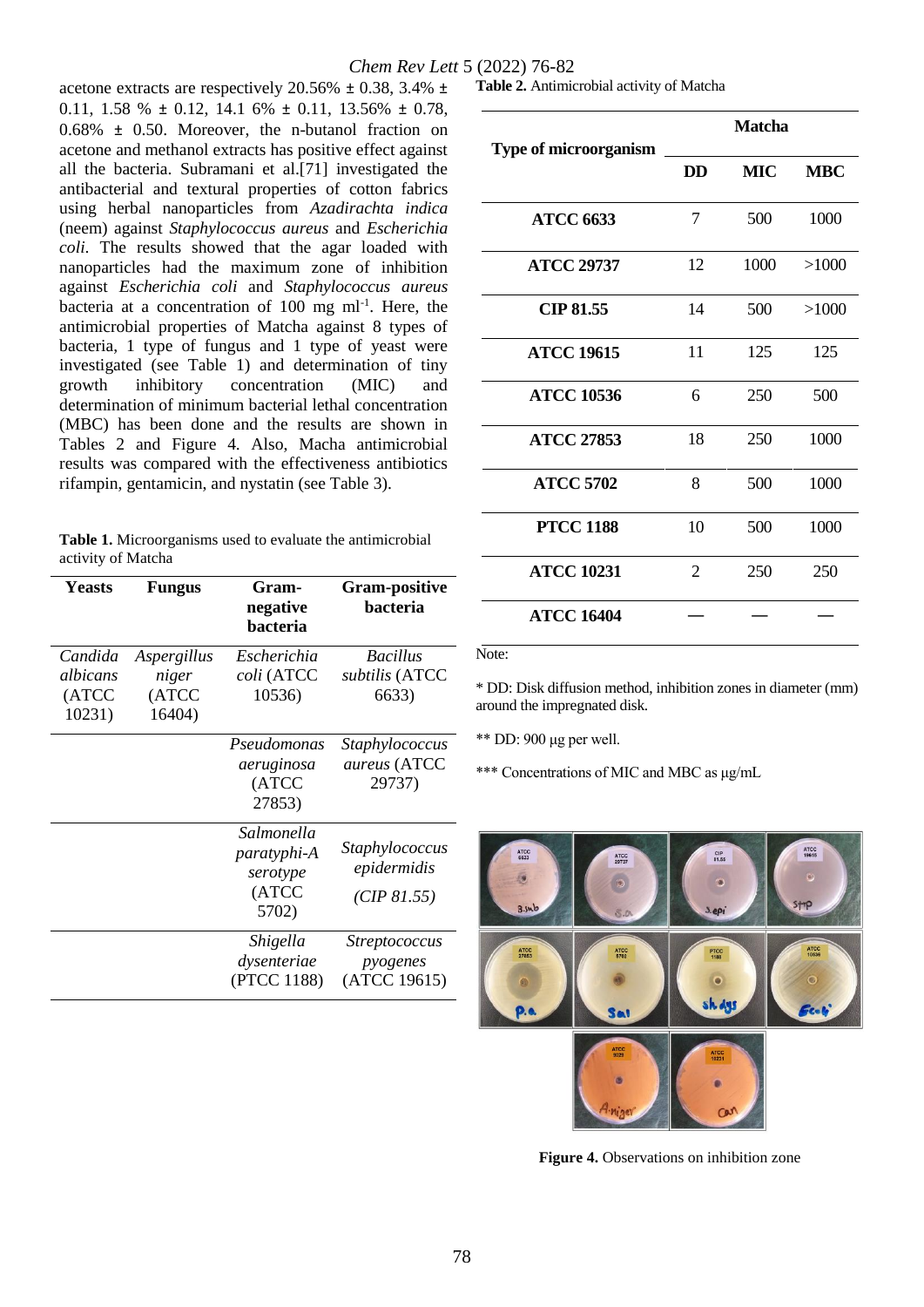acetone extracts are respectively 20.56% ± 0.38, 3.4% ± 0.11, 1.58 % ± 0.12, 14.1 6% ± 0.11, 13.56% ± 0.78, 0.68% ± 0.50. Moreover, the n-butanol fraction on acetone and methanol extracts has positive effect against all the bacteria. Subramani et al.[71] investigated the antibacterial and textural properties of cotton fabrics using herbal nanoparticles from *Azadirachta indica* (neem) against *Staphylococcus aureus* and *Escherichia coli*. The results showed that the agar loaded with nanoparticles had the maximum zone of inhibition against *Escherichia coli* and *Staphylococcus aureus* bacteria at a concentration of 100 mg $ml^{-1}$. Here, the antimicrobial properties of Matcha against 8 types of bacteria, 1 type of fungus and 1 type of yeast were investigated (see Table 1) and determination of tiny growth inhibitory concentration (MIC) and determination of minimum bacterial lethal concentration (MBC) has been done and the results are shown in Tables 2 and Figure 4. Also, Macha antimicrobial results was compared with the effectiveness antibiotics rifampin, gentamicin, and nystatin (see Table 3).

**Table 1.** Microorganisms used to evaluate the antimicrobial activity of Matcha

| Yeasts | Fungus | Gram-negative bacteria | Gram-positive bacteria |
|---|---|---|---|
| *Candida albicans* (ATCC 10231) | *Aspergillus niger* (ATCC 16404) | *Escherichia coli* (ATCC 10536) | *Bacillus subtilis* (ATCC 6633) |
| | | *Pseudomonas aeruginosa* (ATCC 27853) | *Staphylococcus aureus* (ATCC 29737) |
| | | *Salmonella paratyphi-A serotype* (ATCC 5702) | *Staphylococcus epidermidis (CIP 81.55)* |
| | | *Shigella dysenteriae* (PTCC 1188) | *Streptococcus pyogenes* (ATCC 19615) |

**Table 2.** Antimicrobial activity of Matcha

| Type of microorganism | Matcha | | |
|---|---|---|---|
| | DD | MIC | MBC |
| ATCC 6633 | 7 | 500 | 1000 |
| ATCC 29737 | 12 | 1000 | >1000 |
| CIP 81.55 | 14 | 500 | >1000 |
| ATCC 19615 | 11 | 125 | 125 |
| ATCC 10536 | 6 | 250 | 500 |
| ATCC 27853 | 18 | 250 | 1000 |
| ATCC 5702 | 8 | 500 | 1000 |
| PTCC 1188 | 10 | 500 | 1000 |
| ATCC 10231 | 2 | 250 | 250 |
| ATCC 16404 | — | — | — |

Note:

* DD: Disk diffusion method, inhibition zones in diameter (mm) around the impregnated disk.

** DD: 900 μg per well.

*** Concentrations of MIC and MBC as μg/mL

**Figure 4.** Observations on inhibition zone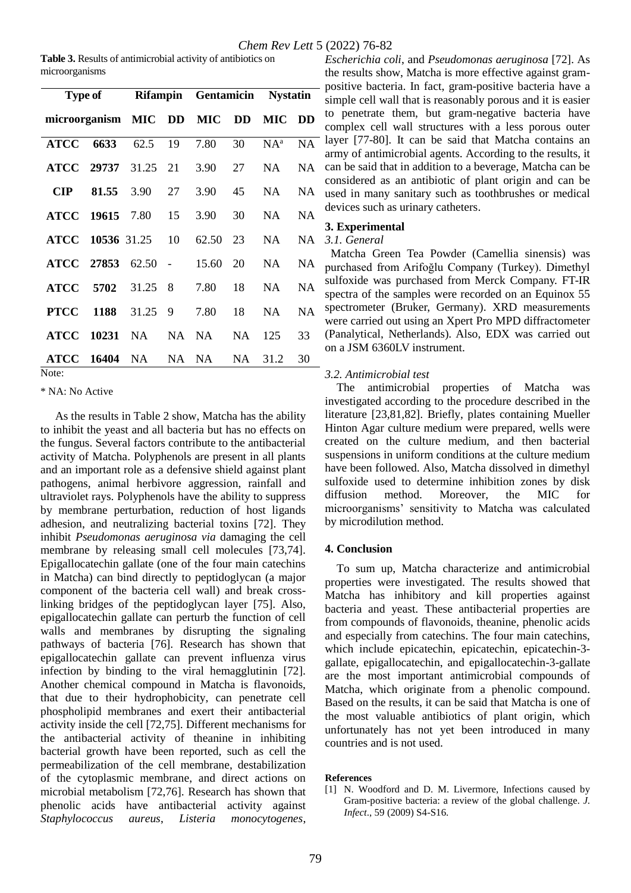**Table 3.** Results of antimicrobial activity of antibiotics on microorganisms

| Type of microorganism | | Rifampin | | Gentamicin | | Nystatin | |
|---|---|---|---|---|---|---|---|
| | | MIC | DD | MIC | DD | MIC | DD |
| **ATCC** | **6633** | 62.5 | 19 | 7.80 | 30 | NA[a] | NA |
| **ATCC** | **29737** | 31.25 | 21 | 3.90 | 27 | NA | NA |
| **CIP** | **81.55** | 3.90 | 27 | 3.90 | 45 | NA | NA |
| **ATCC** | **19615** | 7.80 | 15 | 3.90 | 30 | NA | NA |
| **ATCC** | **10536** | 31.25 | 10 | 62.50 | 23 | NA | NA |
| **ATCC** | **27853** | 62.50 | - | 15.60 | 20 | NA | NA |
| **ATCC** | **5702** | 31.25 | 8 | 7.80 | 18 | NA | NA |
| **PTCC** | **1188** | 31.25 | 9 | 7.80 | 18 | NA | NA |
| **ATCC** | **10231** | NA | NA | NA | NA | 125 | 33 |
| **ATCC** | **16404** | NA | NA | NA | NA | 31.2 | 30 |

Note:

* NA: No Active

As the results in Table 2 show, Matcha has the ability to inhibit the yeast and all bacteria but has no effects on the fungus. Several factors contribute to the antibacterial activity of Matcha. Polyphenols are present in all plants and an important role as a defensive shield against plant pathogens, animal herbivore aggression, rainfall and ultraviolet rays. Polyphenols have the ability to suppress by membrane perturbation, reduction of host ligands adhesion, and neutralizing bacterial toxins [72]. They inhibit *Pseudomonas aeruginosa via* damaging the cell membrane by releasing small cell molecules [73,74]. Epigallocatechin gallate (one of the four main catechins in Matcha) can bind directly to peptidoglycan (a major component of the bacteria cell wall) and break cross-linking bridges of the peptidoglycan layer [75]. Also, epigallocatechin gallate can perturb the function of cell walls and membranes by disrupting the signaling pathways of bacteria [76]. Research has shown that epigallocatechin gallate can prevent influenza virus infection by binding to the viral hemagglutinin [72]. Another chemical compound in Matcha is flavonoids, that due to their hydrophobicity, can penetrate cell phospholipid membranes and exert their antibacterial activity inside the cell [72,75]. Different mechanisms for the antibacterial activity of theanine in inhibiting bacterial growth have been reported, such as cell the permeabilization of the cell membrane, destabilization of the cytoplasmic membrane, and direct actions on microbial metabolism [72,76]. Research has shown that phenolic acids have antibacterial activity against *Staphylococcus aureus*, *Listeria monocytogenes*, *Escherichia coli*, and *Pseudomonas aeruginosa* [72]. As the results show, Matcha is more effective against gram-positive bacteria. In fact, gram-positive bacteria have a simple cell wall that is reasonably porous and it is easier to penetrate them, but gram-negative bacteria have complex cell wall structures with a less porous outer layer [77-80]. It can be said that Matcha contains an army of antimicrobial agents. According to the results, it can be said that in addition to a beverage, Matcha can be considered as an antibiotic of plant origin and can be used in many sanitary such as toothbrushes or medical devices such as urinary catheters.

## 3. Experimental

### 3.1. General

Matcha Green Tea Powder (Camellia sinensis) was purchased from Arifoğlu Company (Turkey). Dimethyl sulfoxide was purchased from Merck Company. FT-IR spectra of the samples were recorded on an Equinox 55 spectrometer (Bruker, Germany). XRD measurements were carried out using an Xpert Pro MPD diffractometer (Panalytical, Netherlands). Also, EDX was carried out on a JSM 6360LV instrument.

### 3.2. Antimicrobial test

The antimicrobial properties of Matcha was investigated according to the procedure described in the literature [23,81,82]. Briefly, plates containing Mueller Hinton Agar culture medium were prepared, wells were created on the culture medium, and then bacterial suspensions in uniform conditions at the culture medium have been followed. Also, Matcha dissolved in dimethyl sulfoxide used to determine inhibition zones by disk diffusion method. Moreover, the MIC for microorganisms' sensitivity to Matcha was calculated by microdilution method.

## 4. Conclusion

To sum up, Matcha characterize and antimicrobial properties were investigated. The results showed that Matcha has inhibitory and kill properties against bacteria and yeast. These antibacterial properties are from compounds of flavonoids, theanine, phenolic acids and especially from catechins. The four main catechins, which include epicatechin, epicatechin, epicatechin-3-gallate, epigallocatechin, and epigallocatechin-3-gallate are the most important antimicrobial compounds of Matcha, which originate from a phenolic compound. Based on the results, it can be said that Matcha is one of the most valuable antibiotics of plant origin, which unfortunately has not yet been introduced in many countries and is not used.

## References

[1] N. Woodford and D. M. Livermore, Infections caused by Gram-positive bacteria: a review of the global challenge. *J. Infect*., 59 (2009) S4-S16.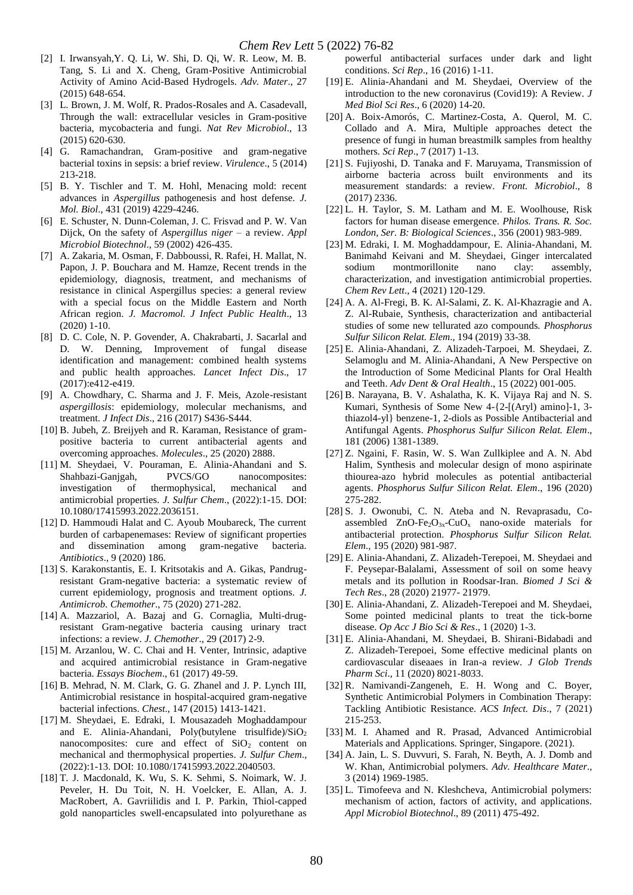[2] I. Irwansyah,Y. Q. Li, W. Shi, D. Qi, W. R. Leow, M. B. Tang, S. Li and X. Cheng, Gram-Positive Antimicrobial Activity of Amino Acid-Based Hydrogels. *Adv. Mater*., 27 (2015) 648-654.

[3] L. Brown, J. M. Wolf, R. Prados-Rosales and A. Casadevall, Through the wall: extracellular vesicles in Gram-positive bacteria, mycobacteria and fungi. *Nat Rev Microbiol*., 13 (2015) 620-630.

[4] G. Ramachandran, Gram-positive and gram-negative bacterial toxins in sepsis: a brief review. *Virulence*., 5 (2014) 213-218.

[5] B. Y. Tischler and T. M. Hohl, Menacing mold: recent advances in *Aspergillus* pathogenesis and host defense. *J. Mol. Biol*., 431 (2019) 4229-4246.

[6] E. Schuster, N. Dunn-Coleman, J. C. Frisvad and P. W. Van Dijck, On the safety of *Aspergillus niger* – a review. *Appl Microbiol Biotechnol*., 59 (2002) 426-435.

[7] A. Zakaria, M. Osman, F. Dabboussi, R. Rafei, H. Mallat, N. Papon, J. P. Bouchara and M. Hamze, Recent trends in the epidemiology, diagnosis, treatment, and mechanisms of resistance in clinical Aspergillus species: a general review with a special focus on the Middle Eastern and North African region. *J. Macromol. J Infect Public Health*., 13 (2020) 1-10.

[8] D. C. Cole, N. P. Govender, A. Chakrabarti, J. Sacarlal and D. W. Denning, Improvement of fungal disease identification and management: combined health systems and public health approaches. *Lancet Infect Dis*., 17 (2017):e412-e419.

[9] A. Chowdhary, C. Sharma and J. F. Meis, Azole-resistant *aspergillosis*: epidemiology, molecular mechanisms, and treatment. *J Infect Dis*., 216 (2017) S436-S444.

[10] B. Jubeh, Z. Breijyeh and R. Karaman, Resistance of gram-positive bacteria to current antibacterial agents and overcoming approaches. *Molecules*., 25 (2020) 2888.

[11] M. Sheydaei, V. Pouraman, E. Alinia-Ahandani and S. Shahbazi-Ganjgah, PVCS/GO nanocomposites: investigation of thermophysical, mechanical and antimicrobial properties. *J. Sulfur Chem*., (2022):1-15. DOI: 10.1080/17415993.2022.2036151.

[12] D. Hammoudi Halat and C. Ayoub Moubareck, The current burden of carbapenemases: Review of significant properties and dissemination among gram-negative bacteria. *Antibiotics*., 9 (2020) 186.

[13] S. Karakonstantis, E. I. Kritsotakis and A. Gikas, Pandrug-resistant Gram-negative bacteria: a systematic review of current epidemiology, prognosis and treatment options. *J. Antimicrob. Chemother*., 75 (2020) 271-282.

[14] A. Mazzariol, A. Bazaj and G. Cornaglia, Multi-drug-resistant Gram-negative bacteria causing urinary tract infections: a review. *J. Chemother*., 29 (2017) 2-9.

[15] M. Arzanlou, W. C. Chai and H. Venter, Intrinsic, adaptive and acquired antimicrobial resistance in Gram-negative bacteria. *Essays Biochem*., 61 (2017) 49-59.

[16] B. Mehrad, N. M. Clark, G. G. Zhanel and J. P. Lynch III, Antimicrobial resistance in hospital-acquired gram-negative bacterial infections. *Chest*., 147 (2015) 1413-1421.

[17] M. Sheydaei, E. Edraki, I. Mousazadeh Moghaddampour and E. Alinia-Ahandani, Poly(butylene trisulfide)/$SiO_2$ nanocomposites: cure and effect of $SiO_2$ content on mechanical and thermophysical properties. *J. Sulfur Chem*., (2022):1-13. DOI: 10.1080/17415993.2022.2040503.

[18] T. J. Macdonald, K. Wu, S. K. Sehmi, S. Noimark, W. J. Peveler, H. Du Toit, N. H. Voelcker, E. Allan, A. J. MacRobert, A. Gavriilidis and I. P. Parkin, Thiol-capped gold nanoparticles swell-encapsulated into polyurethane as powerful antibacterial surfaces under dark and light conditions. *Sci Rep*., 16 (2016) 1-11.

[19] E. Alinia-Ahandani and M. Sheydaei, Overview of the introduction to the new coronavirus (Covid19): A Review. *J Med Biol Sci Res*., 6 (2020) 14-20.

[20] A. Boix-Amorós, C. Martinez-Costa, A. Querol, M. C. Collado and A. Mira, Multiple approaches detect the presence of fungi in human breastmilk samples from healthy mothers. *Sci Rep*., 7 (2017) 1-13.

[21] S. Fujiyoshi, D. Tanaka and F. Maruyama, Transmission of airborne bacteria across built environments and its measurement standards: a review. *Front. Microbiol*., 8 (2017) 2336.

[22] L. H. Taylor, S. M. Latham and M. E. Woolhouse, Risk factors for human disease emergence. *Philos. Trans. R. Soc. London, Ser. B: Biological Sciences*., 356 (2001) 983-989.

[23] M. Edraki, I. M. Moghaddampour, E. Alinia-Ahandani, M. Banimahd Keivani and M. Sheydaei, Ginger intercalated sodium montmorillonite nano clay: assembly, characterization, and investigation antimicrobial properties. *Chem Rev Lett*., 4 (2021) 120-129.

[24] A. A. Al-Fregi, B. K. Al-Salami, Z. K. Al-Khazragie and A. Z. Al-Rubaie, Synthesis, characterization and antibacterial studies of some new tellurated azo compounds. *Phosphorus Sulfur Silicon Relat. Elem*., 194 (2019) 33-38.

[25] E. Alinia-Ahandani, Z. Alizadeh-Tarpoei, M. Sheydaei, Z. Selamoglu and M. Alinia-Ahandani, A New Perspective on the Introduction of Some Medicinal Plants for Oral Health and Teeth. *Adv Dent & Oral Health*., 15 (2022) 001-005.

[26] B. Narayana, B. V. Ashalatha, K. K. Vijaya Raj and N. S. Kumari, Synthesis of Some New 4-{2-[(Aryl) amino]-1, 3-thiazol4-yl} benzene-1, 2-diols as Possible Antibacterial and Antifungal Agents. *Phosphorus Sulfur Silicon Relat. Elem*., 181 (2006) 1381-1389.

[27] Z. Ngaini, F. Rasin, W. S. Wan Zullkiplee and A. N. Abd Halim, Synthesis and molecular design of mono aspirinate thiourea-azo hybrid molecules as potential antibacterial agents. *Phosphorus Sulfur Silicon Relat. Elem*., 196 (2020) 275-282.

[28] S. J. Owonubi, C. N. Ateba and N. Revaprasadu, Co-assembled $ZnO\text{-}Fe_2O_{3x}\text{-}CuO_x$ nano-oxide materials for antibacterial protection. *Phosphorus Sulfur Silicon Relat. Elem*., 195 (2020) 981-987.

[29] E. Alinia-Ahandani, Z. Alizadeh-Terepoei, M. Sheydaei and F. Peysepar-Balalami, Assessment of soil on some heavy metals and its pollution in Roodsar-Iran. *Biomed J Sci & Tech Res*., 28 (2020) 21977- 21979.

[30] E. Alinia-Ahandani, Z. Alizadeh-Terepoei and M. Sheydaei, Some pointed medicinal plants to treat the tick-borne disease. *Op Acc J Bio Sci & Res*., 1 (2020) 1-3.

[31] E. Alinia-Ahandani, M. Sheydaei, B. Shirani-Bidabadi and Z. Alizadeh-Terepoei, Some effective medicinal plants on cardiovascular diseaaes in Iran-a review. *J Glob Trends Pharm Sci*., 11 (2020) 8021-8033.

[32] R. Namivandi-Zangeneh, E. H. Wong and C. Boyer, Synthetic Antimicrobial Polymers in Combination Therapy: Tackling Antibiotic Resistance. *ACS Infect. Dis*., 7 (2021) 215-253.

[33] M. I. Ahamed and R. Prasad, Advanced Antimicrobial Materials and Applications. Springer, Singapore. (2021).

[34] A. Jain, L. S. Duvvuri, S. Farah, N. Beyth, A. J. Domb and W. Khan, Antimicrobial polymers. *Adv. Healthcare Mater*., 3 (2014) 1969-1985.

[35] L. Timofeeva and N. Kleshcheva, Antimicrobial polymers: mechanism of action, factors of activity, and applications. *Appl Microbiol Biotechnol*., 89 (2011) 475-492.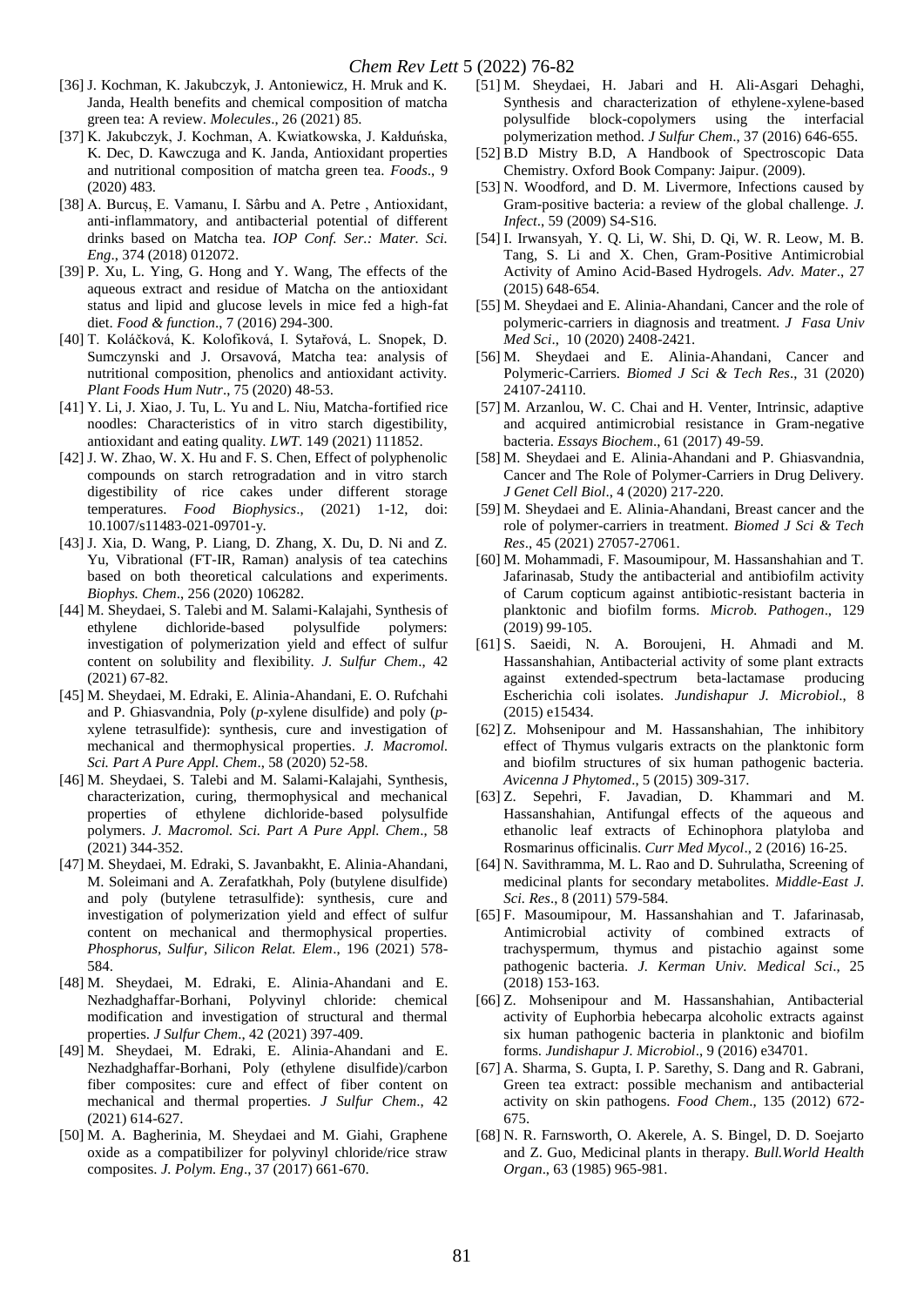[36] J. Kochman, K. Jakubczyk, J. Antoniewicz, H. Mruk and K. Janda, Health benefits and chemical composition of matcha green tea: A review. *Molecules*., 26 (2021) 85.

[37] K. Jakubczyk, J. Kochman, A. Kwiatkowska, J. Kałduńska, K. Dec, D. Kawczuga and K. Janda, Antioxidant properties and nutritional composition of matcha green tea. *Foods*., 9 (2020) 483.

[38] A. Burcuș, E. Vamanu, I. Sârbu and A. Petre , Antioxidant, anti-inflammatory, and antibacterial potential of different drinks based on Matcha tea. *IOP Conf. Ser.: Mater. Sci. Eng*., 374 (2018) 012072.

[39] P. Xu, L. Ying, G. Hong and Y. Wang, The effects of the aqueous extract and residue of Matcha on the antioxidant status and lipid and glucose levels in mice fed a high-fat diet. *Food & function*., 7 (2016) 294-300.

[40] T. Koláčková, K. Kolofiková, I. Sytařová, L. Snopek, D. Sumczynski and J. Orsavová, Matcha tea: analysis of nutritional composition, phenolics and antioxidant activity. *Plant Foods Hum Nutr*., 75 (2020) 48-53.

[41] Y. Li, J. Xiao, J. Tu, L. Yu and L. Niu, Matcha-fortified rice noodles: Characteristics of in vitro starch digestibility, antioxidant and eating quality. *LWT*. 149 (2021) 111852.

[42] J. W. Zhao, W. X. Hu and F. S. Chen, Effect of polyphenolic compounds on starch retrogradation and in vitro starch digestibility of rice cakes under different storage temperatures. *Food Biophysics*., (2021) 1-12, doi: 10.1007/s11483-021-09701-y.

[43] J. Xia, D. Wang, P. Liang, D. Zhang, X. Du, D. Ni and Z. Yu, Vibrational (FT-IR, Raman) analysis of tea catechins based on both theoretical calculations and experiments. *Biophys. Chem*., 256 (2020) 106282.

[44] M. Sheydaei, S. Talebi and M. Salami-Kalajahi, Synthesis of ethylene dichloride-based polysulfide polymers: investigation of polymerization yield and effect of sulfur content on solubility and flexibility. *J. Sulfur Chem*., 42 (2021) 67-82.

[45] M. Sheydaei, M. Edraki, E. Alinia-Ahandani, E. O. Rufchahi and P. Ghiasvandnia, Poly (*p*-xylene disulfide) and poly (*p*-xylene tetrasulfide): synthesis, cure and investigation of mechanical and thermophysical properties. *J. Macromol. Sci. Part A Pure Appl. Chem*., 58 (2020) 52-58.

[46] M. Sheydaei, S. Talebi and M. Salami-Kalajahi, Synthesis, characterization, curing, thermophysical and mechanical properties of ethylene dichloride-based polysulfide polymers. *J. Macromol. Sci. Part A Pure Appl. Chem*., 58 (2021) 344-352.

[47] M. Sheydaei, M. Edraki, S. Javanbakht, E. Alinia-Ahandani, M. Soleimani and A. Zerafatkhah, Poly (butylene disulfide) and poly (butylene tetrasulfide): synthesis, cure and investigation of polymerization yield and effect of sulfur content on mechanical and thermophysical properties. *Phosphorus, Sulfur, Silicon Relat. Elem*., 196 (2021) 578-584.

[48] M. Sheydaei, M. Edraki, E. Alinia-Ahandani and E. Nezhadghaffar-Borhani, Polyvinyl chloride: chemical modification and investigation of structural and thermal properties. *J Sulfur Chem*., 42 (2021) 397-409.

[49] M. Sheydaei, M. Edraki, E. Alinia-Ahandani and E. Nezhadghaffar-Borhani, Poly (ethylene disulfide)/carbon fiber composites: cure and effect of fiber content on mechanical and thermal properties. *J Sulfur Chem*., 42 (2021) 614-627.

[50] M. A. Bagherinia, M. Sheydaei and M. Giahi, Graphene oxide as a compatibilizer for polyvinyl chloride/rice straw composites. *J. Polym. Eng*., 37 (2017) 661-670.

[51] M. Sheydaei, H. Jabari and H. Ali-Asgari Dehaghi, Synthesis and characterization of ethylene-xylene-based polysulfide block-copolymers using the interfacial polymerization method. *J Sulfur Chem*., 37 (2016) 646-655.

[52] B.D Mistry B.D, A Handbook of Spectroscopic Data Chemistry. Oxford Book Company: Jaipur. (2009).

[53] N. Woodford, and D. M. Livermore, Infections caused by Gram-positive bacteria: a review of the global challenge. *J. Infect*., 59 (2009) S4-S16.

[54] I. Irwansyah, Y. Q. Li, W. Shi, D. Qi, W. R. Leow, M. B. Tang, S. Li and X. Chen, Gram-Positive Antimicrobial Activity of Amino Acid-Based Hydrogels. *Adv. Mater*., 27 (2015) 648-654.

[55] M. Sheydaei and E. Alinia-Ahandani, Cancer and the role of polymeric-carriers in diagnosis and treatment. *J Fasa Univ Med Sci*., 10 (2020) 2408-2421.

[56] M. Sheydaei and E. Alinia-Ahandani, Cancer and Polymeric-Carriers. *Biomed J Sci & Tech Res*., 31 (2020) 24107-24110.

[57] M. Arzanlou, W. C. Chai and H. Venter, Intrinsic, adaptive and acquired antimicrobial resistance in Gram-negative bacteria. *Essays Biochem*., 61 (2017) 49-59.

[58] M. Sheydaei and E. Alinia-Ahandani and P. Ghiasvandnia, Cancer and The Role of Polymer-Carriers in Drug Delivery. *J Genet Cell Biol*., 4 (2020) 217-220.

[59] M. Sheydaei and E. Alinia-Ahandani, Breast cancer and the role of polymer-carriers in treatment. *Biomed J Sci & Tech Res*., 45 (2021) 27057-27061.

[60] M. Mohammadi, F. Masoumipour, M. Hassanshahian and T. Jafarinasab, Study the antibacterial and antibiofilm activity of Carum copticum against antibiotic-resistant bacteria in planktonic and biofilm forms. *Microb. Pathogen*., 129 (2019) 99-105.

[61] S. Saeidi, N. A. Boroujeni, H. Ahmadi and M. Hassanshahian, Antibacterial activity of some plant extracts against extended-spectrum beta-lactamase producing Escherichia coli isolates. *Jundishapur J. Microbiol*., 8 (2015) e15434.

[62] Z. Mohsenipour and M. Hassanshahian, The inhibitory effect of Thymus vulgaris extracts on the planktonic form and biofilm structures of six human pathogenic bacteria. *Avicenna J Phytomed*., 5 (2015) 309-317.

[63] Z. Sepehri, F. Javadian, D. Khammari and M. Hassanshahian, Antifungal effects of the aqueous and ethanolic leaf extracts of Echinophora platyloba and Rosmarinus officinalis. *Curr Med Mycol*., 2 (2016) 16-25.

[64] N. Savithramma, M. L. Rao and D. Suhrulatha, Screening of medicinal plants for secondary metabolites. *Middle-East J. Sci. Res*., 8 (2011) 579-584.

[65] F. Masoumipour, M. Hassanshahian and T. Jafarinasab, Antimicrobial activity of combined extracts of trachyspermum, thymus and pistachio against some pathogenic bacteria. *J. Kerman Univ. Medical Sci*., 25 (2018) 153-163.

[66] Z. Mohsenipour and M. Hassanshahian, Antibacterial activity of Euphorbia hebecarpa alcoholic extracts against six human pathogenic bacteria in planktonic and biofilm forms. *Jundishapur J. Microbiol*., 9 (2016) e34701.

[67] A. Sharma, S. Gupta, I. P. Sarethy, S. Dang and R. Gabrani, Green tea extract: possible mechanism and antibacterial activity on skin pathogens. *Food Chem*., 135 (2012) 672-675.

[68] N. R. Farnsworth, O. Akerele, A. S. Bingel, D. D. Soejarto and Z. Guo, Medicinal plants in therapy. *Bull.World Health Organ*., 63 (1985) 965-981.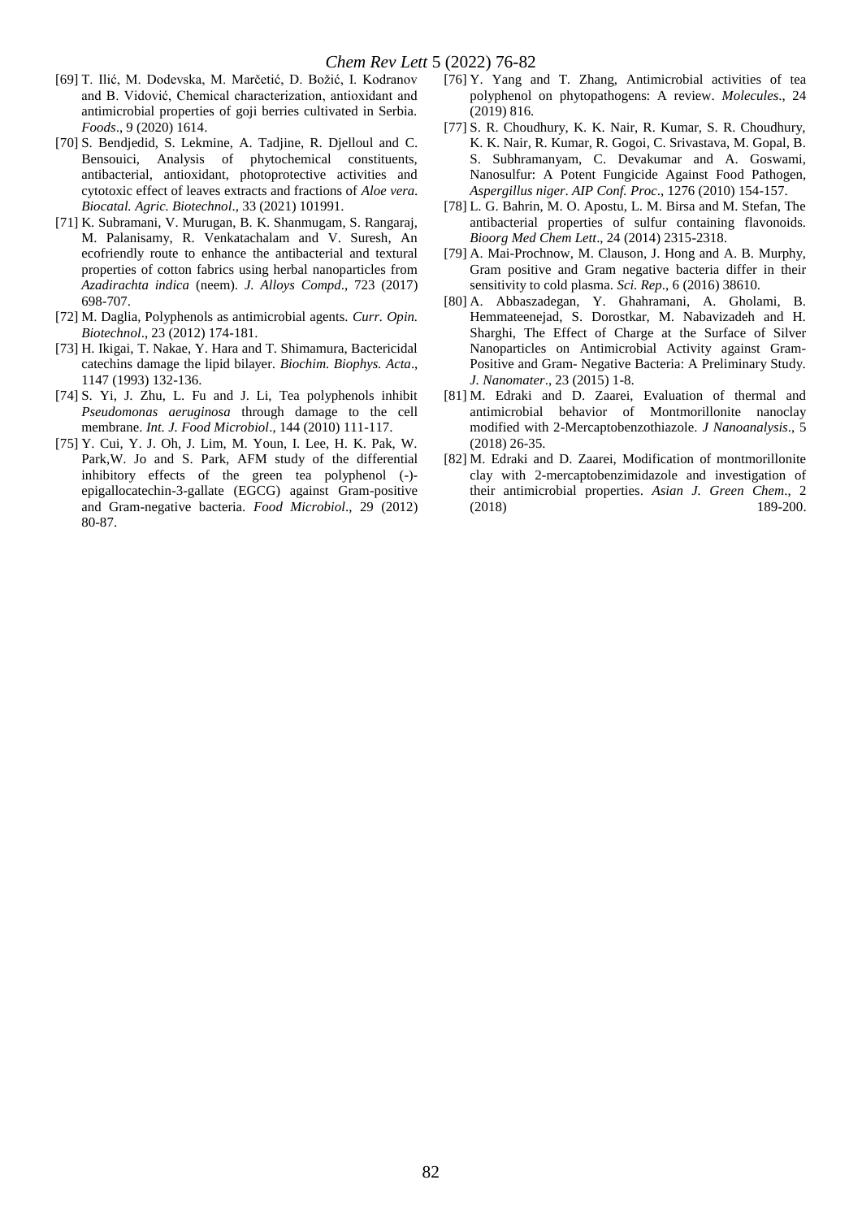[69] T. Ilić, M. Dodevska, M. Marčetić, D. Božić, I. Kodranov and B. Vidović, Chemical characterization, antioxidant and antimicrobial properties of goji berries cultivated in Serbia. *Foods*., 9 (2020) 1614.

[70] S. Bendjedid, S. Lekmine, A. Tadjine, R. Djelloul and C. Bensouici, Analysis of phytochemical constituents, antibacterial, antioxidant, photoprotective activities and cytotoxic effect of leaves extracts and fractions of *Aloe vera*. *Biocatal. Agric. Biotechnol*., 33 (2021) 101991.

[71] K. Subramani, V. Murugan, B. K. Shanmugam, S. Rangaraj, M. Palanisamy, R. Venkatachalam and V. Suresh, An ecofriendly route to enhance the antibacterial and textural properties of cotton fabrics using herbal nanoparticles from *Azadirachta indica* (neem). *J. Alloys Compd*., 723 (2017) 698-707.

[72] M. Daglia, Polyphenols as antimicrobial agents. *Curr. Opin. Biotechnol*., 23 (2012) 174-181.

[73] H. Ikigai, T. Nakae, Y. Hara and T. Shimamura, Bactericidal catechins damage the lipid bilayer. *Biochim. Biophys. Acta*., 1147 (1993) 132-136.

[74] S. Yi, J. Zhu, L. Fu and J. Li, Tea polyphenols inhibit *Pseudomonas aeruginosa* through damage to the cell membrane. *Int. J. Food Microbiol*., 144 (2010) 111-117.

[75] Y. Cui, Y. J. Oh, J. Lim, M. Youn, I. Lee, H. K. Pak, W. Park,W. Jo and S. Park, AFM study of the differential inhibitory effects of the green tea polyphenol (-)-epigallocatechin-3-gallate (EGCG) against Gram-positive and Gram-negative bacteria. *Food Microbiol*., 29 (2012) 80-87.

[76] Y. Yang and T. Zhang, Antimicrobial activities of tea polyphenol on phytopathogens: A review. *Molecules*., 24 (2019) 816.

[77] S. R. Choudhury, K. K. Nair, R. Kumar, S. R. Choudhury, K. K. Nair, R. Kumar, R. Gogoi, C. Srivastava, M. Gopal, B. S. Subhramanyam, C. Devakumar and A. Goswami, Nanosulfur: A Potent Fungicide Against Food Pathogen, *Aspergillus niger*. *AIP Conf. Proc*., 1276 (2010) 154-157.

[78] L. G. Bahrin, M. O. Apostu, L. M. Birsa and M. Stefan, The antibacterial properties of sulfur containing flavonoids. *Bioorg Med Chem Lett*., 24 (2014) 2315-2318.

[79] A. Mai-Prochnow, M. Clauson, J. Hong and A. B. Murphy, Gram positive and Gram negative bacteria differ in their sensitivity to cold plasma. *Sci. Rep*., 6 (2016) 38610.

[80] A. Abbaszadegan, Y. Ghahramani, A. Gholami, B. Hemmateenejad, S. Dorostkar, M. Nabavizadeh and H. Sharghi, The Effect of Charge at the Surface of Silver Nanoparticles on Antimicrobial Activity against Gram-Positive and Gram- Negative Bacteria: A Preliminary Study. *J. Nanomater*., 23 (2015) 1-8.

[81] M. Edraki and D. Zaarei, Evaluation of thermal and antimicrobial behavior of Montmorillonite nanoclay modified with 2-Mercaptobenzothiazole. *J Nanoanalysis*., 5 (2018) 26-35.

[82] M. Edraki and D. Zaarei, Modification of montmorillonite clay with 2-mercaptobenzimidazole and investigation of their antimicrobial properties. *Asian J. Green Chem*., 2 (2018) 189-200.